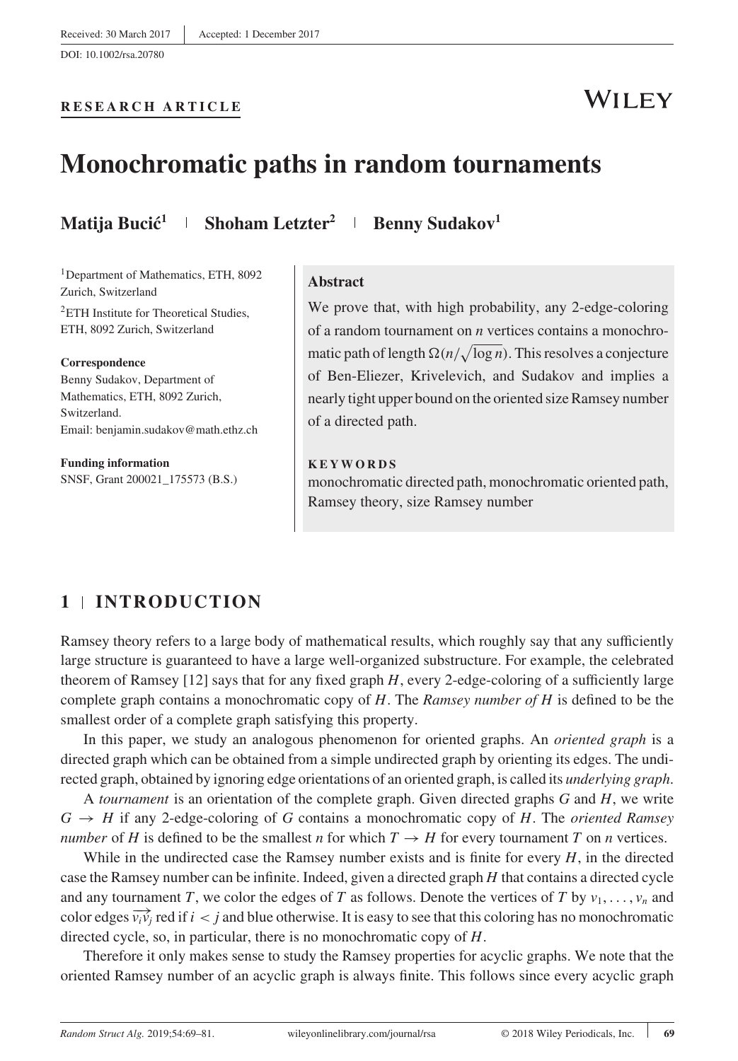Received: 30 March 2017 | Accepted: 1 December 2017

DOI: 10.1002/rsa.20780

**RESEARCH ARTICLE**

# Monochromatic paths in random tournaments

**Matija Bucić[1] | Shoham Letzter[2] | Benny Sudakov[1]**

[1]Department of Mathematics, ETH, 8092 Zurich, Switzerland

[2]ETH Institute for Theoretical Studies, ETH, 8092 Zurich, Switzerland

**Correspondence**
Benny Sudakov, Department of Mathematics, ETH, 8092 Zurich, Switzerland.
Email: benjamin.sudakov@math.ethz.ch

**Funding information**
SNSF, Grant 200021_175573 (B.S.)

**Abstract**

We prove that, with high probability, any 2-edge-coloring of a random tournament on $n$ vertices contains a monochromatic path of length $\Omega(n/\sqrt{\log n})$. This resolves a conjecture of Ben-Eliezer, Krivelevich, and Sudakov and implies a nearly tight upper bound on the oriented size Ramsey number of a directed path.

**KEYWORDS**

monochromatic directed path, monochromatic oriented path, Ramsey theory, size Ramsey number

## 1 | INTRODUCTION

Ramsey theory refers to a large body of mathematical results, which roughly say that any sufficiently large structure is guaranteed to have a large well-organized substructure. For example, the celebrated theorem of Ramsey [12] says that for any fixed graph $H$, every 2-edge-coloring of a sufficiently large complete graph contains a monochromatic copy of $H$. The *Ramsey number of H* is defined to be the smallest order of a complete graph satisfying this property.

In this paper, we study an analogous phenomenon for oriented graphs. An *oriented graph* is a directed graph which can be obtained from a simple undirected graph by orienting its edges. The undirected graph, obtained by ignoring edge orientations of an oriented graph, is called its *underlying graph*.

A *tournament* is an orientation of the complete graph. Given directed graphs $G$ and $H$, we write $G \to H$ if any 2-edge-coloring of $G$ contains a monochromatic copy of $H$. The *oriented Ramsey number* of $H$ is defined to be the smallest $n$ for which $T \to H$ for every tournament $T$ on $n$ vertices.

While in the undirected case the Ramsey number exists and is finite for every $H$, in the directed case the Ramsey number can be infinite. Indeed, given a directed graph $H$ that contains a directed cycle and any tournament $T$, we color the edges of $T$ as follows. Denote the vertices of $T$ by $v_1, \ldots, v_n$ and color edges $\overrightarrow{v_i v_j}$ red if $i < j$ and blue otherwise. It is easy to see that this coloring has no monochromatic directed cycle, so, in particular, there is no monochromatic copy of $H$.

Therefore it only makes sense to study the Ramsey properties for acyclic graphs. We note that the oriented Ramsey number of an acyclic graph is always finite. This follows since every acyclic graph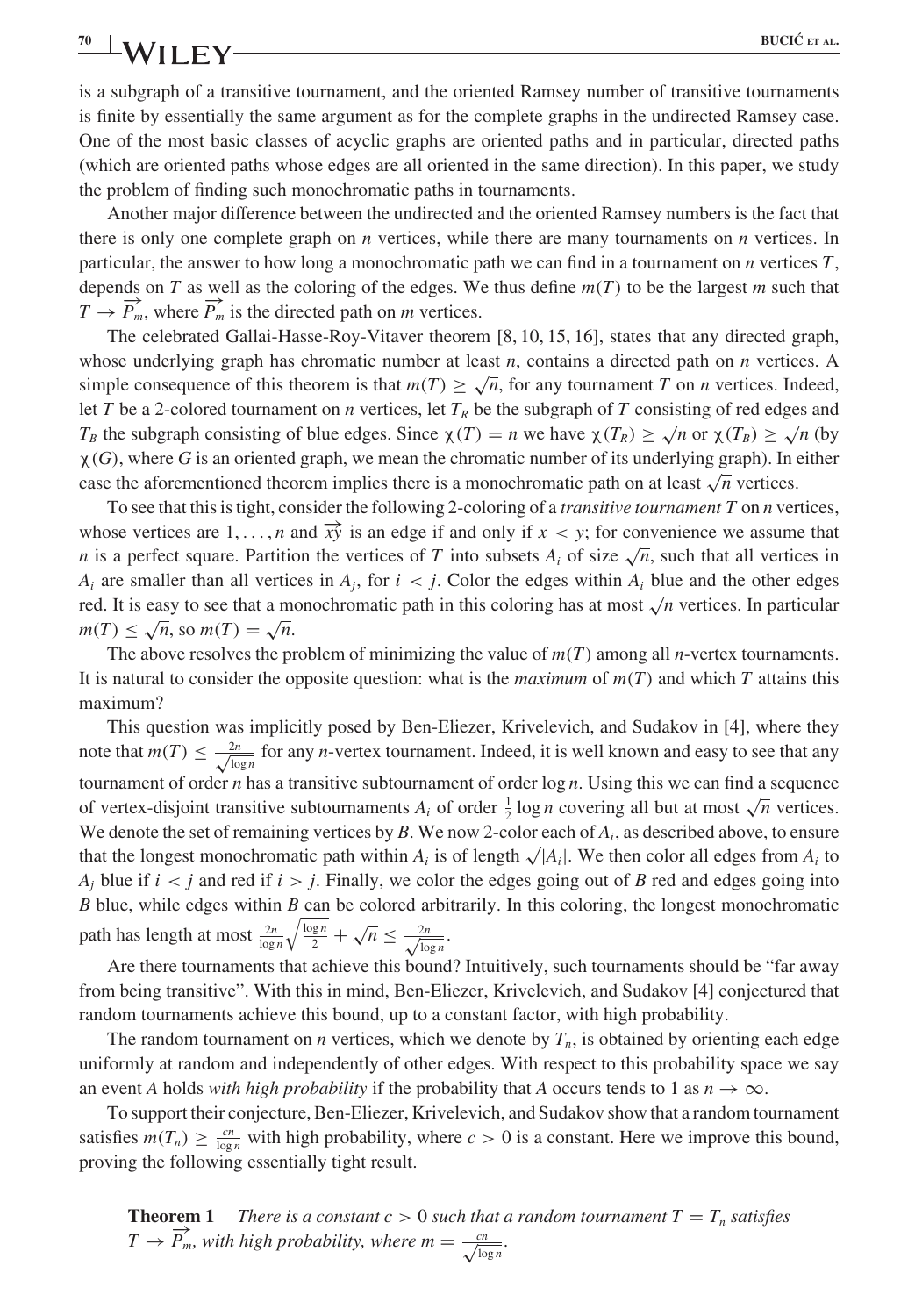is a subgraph of a transitive tournament, and the oriented Ramsey number of transitive tournaments is finite by essentially the same argument as for the complete graphs in the undirected Ramsey case. One of the most basic classes of acyclic graphs are oriented paths and in particular, directed paths (which are oriented paths whose edges are all oriented in the same direction). In this paper, we study the problem of finding such monochromatic paths in tournaments.

Another major difference between the undirected and the oriented Ramsey numbers is the fact that there is only one complete graph on $n$ vertices, while there are many tournaments on $n$ vertices. In particular, the answer to how long a monochromatic path we can find in a tournament on $n$ vertices $T$, depends on $T$ as well as the coloring of the edges. We thus define $m(T)$ to be the largest $m$ such that $T \to \overrightarrow{P_m}$, where $\overrightarrow{P_m}$ is the directed path on $m$ vertices.

The celebrated Gallai-Hasse-Roy-Vitaver theorem [8, 10, 15, 16], states that any directed graph, whose underlying graph has chromatic number at least $n$, contains a directed path on $n$ vertices. A simple consequence of this theorem is that $m(T) \geq \sqrt{n}$, for any tournament $T$ on $n$ vertices. Indeed, let $T$ be a 2-colored tournament on $n$ vertices, let $T_R$ be the subgraph of $T$ consisting of red edges and $T_B$ the subgraph consisting of blue edges. Since $\chi(T) = n$ we have $\chi(T_R) \geq \sqrt{n}$ or $\chi(T_B) \geq \sqrt{n}$ (by $\chi(G)$, where $G$ is an oriented graph, we mean the chromatic number of its underlying graph). In either case the aforementioned theorem implies there is a monochromatic path on at least $\sqrt{n}$ vertices.

To see that this is tight, consider the following 2-coloring of a *transitive tournament* $T$ on $n$ vertices, whose vertices are $1, \ldots, n$ and $\overrightarrow{xy}$ is an edge if and only if $x < y$; for convenience we assume that $n$ is a perfect square. Partition the vertices of $T$ into subsets $A_i$ of size $\sqrt{n}$, such that all vertices in $A_i$ are smaller than all vertices in $A_j$, for $i < j$. Color the edges within $A_i$ blue and the other edges red. It is easy to see that a monochromatic path in this coloring has at most $\sqrt{n}$ vertices. In particular $m(T) \leq \sqrt{n}$, so $m(T) = \sqrt{n}$.

The above resolves the problem of minimizing the value of $m(T)$ among all $n$-vertex tournaments. It is natural to consider the opposite question: what is the *maximum* of $m(T)$ and which $T$ attains this maximum?

This question was implicitly posed by Ben-Eliezer, Krivelevich, and Sudakov in [4], where they note that $m(T) \leq \frac{2n}{\sqrt{\log n}}$ for any $n$-vertex tournament. Indeed, it is well known and easy to see that any tournament of order $n$ has a transitive subtournament of order $\log n$. Using this we can find a sequence of vertex-disjoint transitive subtournaments $A_i$ of order $\frac{1}{2}\log n$ covering all but at most $\sqrt{n}$ vertices. We denote the set of remaining vertices by $B$. We now 2-color each of $A_i$, as described above, to ensure that the longest monochromatic path within $A_i$ is of length $\sqrt{|A_i|}$. We then color all edges from $A_i$ to $A_j$ blue if $i < j$ and red if $i > j$. Finally, we color the edges going out of $B$ red and edges going into $B$ blue, while edges within $B$ can be colored arbitrarily. In this coloring, the longest monochromatic path has length at most $\frac{2n}{\log n}\sqrt{\frac{\log n}{2}} + \sqrt{n} \leq \frac{2n}{\sqrt{\log n}}$.

Are there tournaments that achieve this bound? Intuitively, such tournaments should be "far away from being transitive". With this in mind, Ben-Eliezer, Krivelevich, and Sudakov [4] conjectured that random tournaments achieve this bound, up to a constant factor, with high probability.

The random tournament on $n$ vertices, which we denote by $T_n$, is obtained by orienting each edge uniformly at random and independently of other edges. With respect to this probability space we say an event $A$ holds *with high probability* if the probability that $A$ occurs tends to 1 as $n \to \infty$.

To support their conjecture, Ben-Eliezer, Krivelevich, and Sudakov show that a random tournament satisfies $m(T_n) \geq \frac{cn}{\log n}$ with high probability, where $c > 0$ is a constant. Here we improve this bound, proving the following essentially tight result.

**Theorem 1** *There is a constant $c > 0$ such that a random tournament $T = T_n$ satisfies $T \to \overrightarrow{P_m}$, with high probability, where $m = \frac{cn}{\sqrt{\log n}}$.*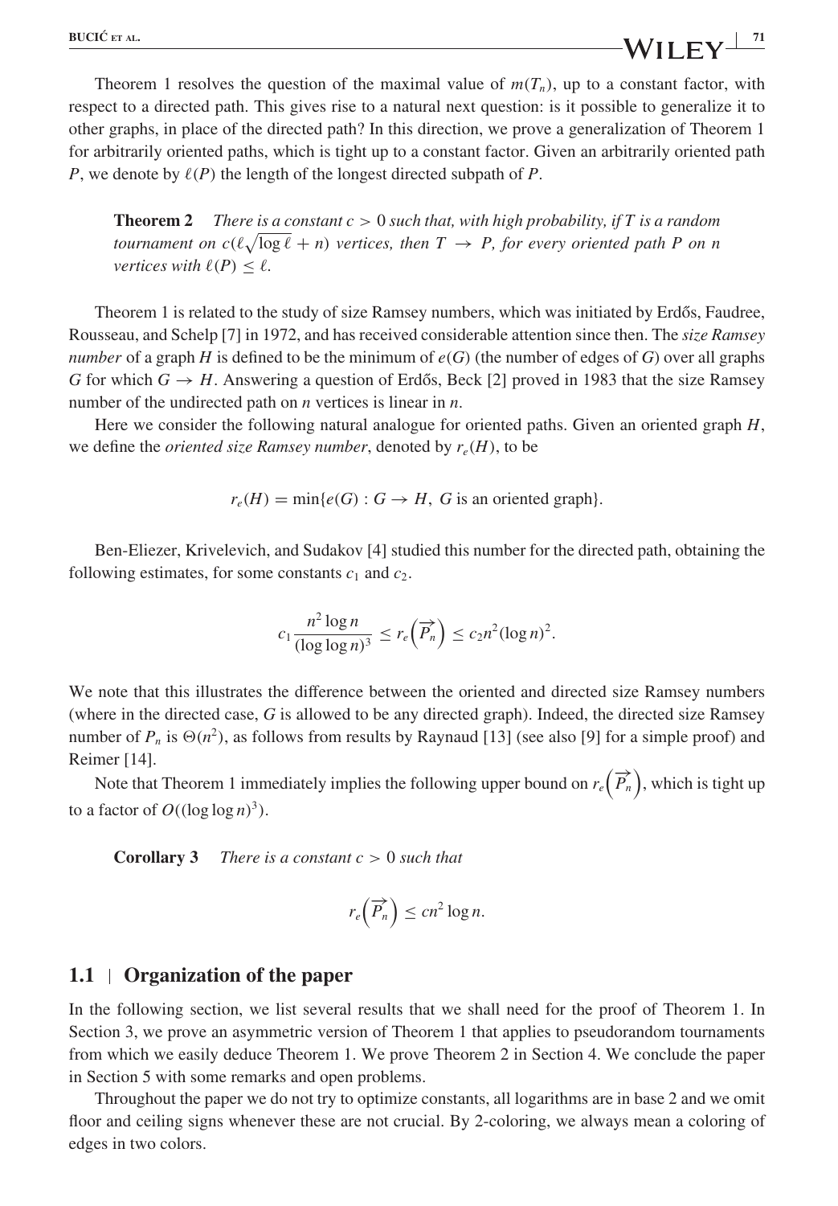Theorem 1 resolves the question of the maximal value of $m(T_n)$, up to a constant factor, with respect to a directed path. This gives rise to a natural next question: is it possible to generalize it to other graphs, in place of the directed path? In this direction, we prove a generalization of Theorem 1 for arbitrarily oriented paths, which is tight up to a constant factor. Given an arbitrarily oriented path $P$, we denote by $\ell(P)$ the length of the longest directed subpath of $P$.

> **Theorem 2** *There is a constant $c > 0$ such that, with high probability, if $T$ is a random tournament on $c(\ell\sqrt{\log \ell} + n)$ vertices, then $T \to P$, for every oriented path $P$ on $n$ vertices with $\ell(P) \leq \ell$.*

Theorem 1 is related to the study of size Ramsey numbers, which was initiated by Erdős, Faudree, Rousseau, and Schelp [7] in 1972, and has received considerable attention since then. The *size Ramsey number* of a graph $H$ is defined to be the minimum of $e(G)$ (the number of edges of $G$) over all graphs $G$ for which $G \to H$. Answering a question of Erdős, Beck [2] proved in 1983 that the size Ramsey number of the undirected path on $n$ vertices is linear in $n$.

Here we consider the following natural analogue for oriented paths. Given an oriented graph $H$, we define the *oriented size Ramsey number*, denoted by $r_e(H)$, to be

$$r_e(H) = \min\{e(G) : G \to H,\ G \text{ is an oriented graph}\}.$$

Ben-Eliezer, Krivelevich, and Sudakov [4] studied this number for the directed path, obtaining the following estimates, for some constants $c_1$ and $c_2$.

$$c_1 \frac{n^2 \log n}{(\log \log n)^3} \leq r_e\left(\overrightarrow{P_n}\right) \leq c_2 n^2 (\log n)^2.$$

We note that this illustrates the difference between the oriented and directed size Ramsey numbers (where in the directed case, $G$ is allowed to be any directed graph). Indeed, the directed size Ramsey number of $P_n$ is $\Theta(n^2)$, as follows from results by Raynaud [13] (see also [9] for a simple proof) and Reimer [14].

Note that Theorem 1 immediately implies the following upper bound on $r_e\left(\overrightarrow{P_n}\right)$, which is tight up to a factor of $O((\log \log n)^3)$.

> **Corollary 3** *There is a constant $c > 0$ such that*
>
> $$r_e\left(\overrightarrow{P_n}\right) \leq cn^2 \log n.$$

## 1.1 | Organization of the paper

In the following section, we list several results that we shall need for the proof of Theorem 1. In Section 3, we prove an asymmetric version of Theorem 1 that applies to pseudorandom tournaments from which we easily deduce Theorem 1. We prove Theorem 2 in Section 4. We conclude the paper in Section 5 with some remarks and open problems.

Throughout the paper we do not try to optimize constants, all logarithms are in base 2 and we omit floor and ceiling signs whenever these are not crucial. By 2-coloring, we always mean a coloring of edges in two colors.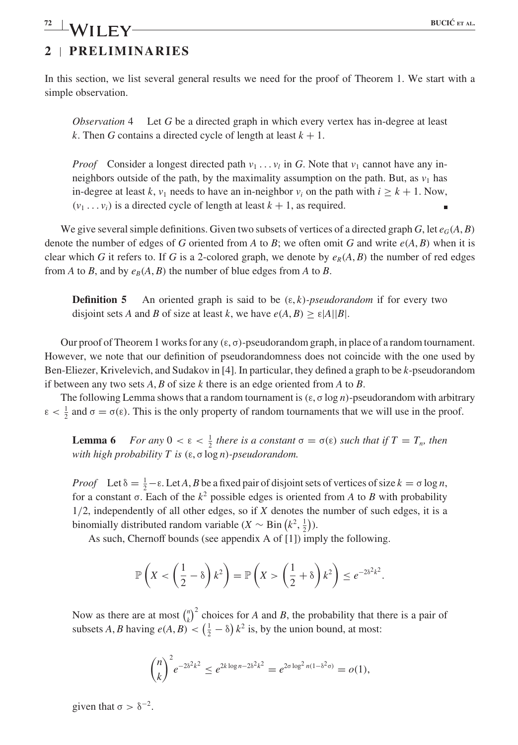## 2 | PRELIMINARIES

In this section, we list several general results we need for the proof of Theorem 1. We start with a simple observation.

> *Observation* 4 Let $G$ be a directed graph in which every vertex has in-degree at least $k$. Then $G$ contains a directed cycle of length at least $k + 1$.
>
> *Proof* Consider a longest directed path $v_1 \dots v_l$ in $G$. Note that $v_1$ cannot have any in-neighbors outside of the path, by the maximality assumption on the path. But, as $v_1$ has in-degree at least $k$, $v_1$ needs to have an in-neighbor $v_i$ on the path with $i \geq k + 1$. Now, $(v_1 \dots v_i)$ is a directed cycle of length at least $k + 1$, as required. ∎

We give several simple definitions. Given two subsets of vertices of a directed graph $G$, let $e_G(A, B)$ denote the number of edges of $G$ oriented from $A$ to $B$; we often omit $G$ and write $e(A, B)$ when it is clear which $G$ it refers to. If $G$ is a 2-colored graph, we denote by $e_R(A, B)$ the number of red edges from $A$ to $B$, and by $e_B(A, B)$ the number of blue edges from $A$ to $B$.

> **Definition 5** An oriented graph is said to be $(\varepsilon, k)$-*pseudorandom* if for every two disjoint sets $A$ and $B$ of size at least $k$, we have $e(A, B) \geq \varepsilon|A||B|$.

Our proof of Theorem 1 works for any $(\varepsilon, \sigma)$-pseudorandom graph, in place of a random tournament. However, we note that our definition of pseudorandomness does not coincide with the one used by Ben-Eliezer, Krivelevich, and Sudakov in [4]. In particular, they defined a graph to be $k$-pseudorandom if between any two sets $A, B$ of size $k$ there is an edge oriented from $A$ to $B$.

The following Lemma shows that a random tournament is $(\varepsilon, \sigma \log n)$-pseudorandom with arbitrary $\varepsilon < \frac{1}{2}$ and $\sigma = \sigma(\varepsilon)$. This is the only property of random tournaments that we will use in the proof.

> **Lemma 6** *For any* $0 < \varepsilon < \frac{1}{2}$ *there is a constant* $\sigma = \sigma(\varepsilon)$ *such that if* $T = T_n$, *then with high probability* $T$ *is* $(\varepsilon, \sigma \log n)$*-pseudorandom.*
>
> *Proof* Let $\delta = \frac{1}{2} - \varepsilon$. Let $A, B$ be a fixed pair of disjoint sets of vertices of size $k = \sigma \log n$, for a constant $\sigma$. Each of the $k^2$ possible edges is oriented from $A$ to $B$ with probability $1/2$, independently of all other edges, so if $X$ denotes the number of such edges, it is a binomially distributed random variable ($X \sim \text{Bin}\left(k^2, \frac{1}{2}\right)$).
>
> As such, Chernoff bounds (see appendix A of [1]) imply the following.
>
> $$\mathbb{P}\left(X < \left(\frac{1}{2} - \delta\right)k^2\right) = \mathbb{P}\left(X > \left(\frac{1}{2} + \delta\right)k^2\right) \leq e^{-2\delta^2 k^2}.$$
>
> Now as there are at most $\binom{n}{k}^2$ choices for $A$ and $B$, the probability that there is a pair of subsets $A, B$ having $e(A, B) < \left(\frac{1}{2} - \delta\right)k^2$ is, by the union bound, at most:
>
> $$\binom{n}{k}^2 e^{-2\delta^2 k^2} \leq e^{2k \log n - 2\delta^2 k^2} = e^{2\sigma \log^2 n(1 - \delta^2 \sigma)} = o(1),$$
>
> given that $\sigma > \delta^{-2}$.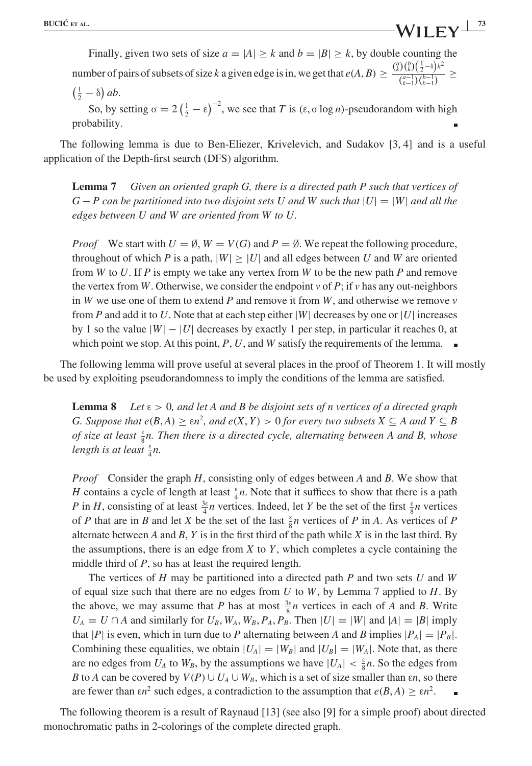Finally, given two sets of size $a = |A| \geq k$ and $b = |B| \geq k$, by double counting the number of pairs of subsets of size $k$ a given edge is in, we get that $e(A, B) \geq \frac{\binom{a}{k}\binom{b}{k}\left(\frac{1}{2}-\delta\right)k^2}{\binom{a-1}{k-1}\binom{b-1}{k-1}} \geq \left(\frac{1}{2} - \delta\right) ab$.

So, by setting $\sigma = 2\left(\frac{1}{2} - \varepsilon\right)^{-2}$, we see that $T$ is $(\varepsilon, \sigma \log n)$-pseudorandom with high probability. ∎

The following lemma is due to Ben-Eliezer, Krivelevich, and Sudakov [3, 4] and is a useful application of the Depth-first search (DFS) algorithm.

**Lemma 7** *Given an oriented graph $G$, there is a directed path $P$ such that vertices of $G - P$ can be partitioned into two disjoint sets $U$ and $W$ such that $|U| = |W|$ and all the edges between $U$ and $W$ are oriented from $W$ to $U$.*

*Proof* We start with $U = \emptyset$, $W = V(G)$ and $P = \emptyset$. We repeat the following procedure, throughout of which $P$ is a path, $|W| \geq |U|$ and all edges between $U$ and $W$ are oriented from $W$ to $U$. If $P$ is empty we take any vertex from $W$ to be the new path $P$ and remove the vertex from $W$. Otherwise, we consider the endpoint $v$ of $P$; if $v$ has any out-neighbors in $W$ we use one of them to extend $P$ and remove it from $W$, and otherwise we remove $v$ from $P$ and add it to $U$. Note that at each step either $|W|$ decreases by one or $|U|$ increases by 1 so the value $|W| - |U|$ decreases by exactly 1 per step, in particular it reaches 0, at which point we stop. At this point, $P$, $U$, and $W$ satisfy the requirements of the lemma. ∎

The following lemma will prove useful at several places in the proof of Theorem 1. It will mostly be used by exploiting pseudorandomness to imply the conditions of the lemma are satisfied.

**Lemma 8** *Let $\varepsilon > 0$, and let $A$ and $B$ be disjoint sets of $n$ vertices of a directed graph $G$. Suppose that $e(B, A) \geq \varepsilon n^2$, and $e(X, Y) > 0$ for every two subsets $X \subseteq A$ and $Y \subseteq B$ of size at least $\frac{\varepsilon}{8}n$. Then there is a directed cycle, alternating between $A$ and $B$, whose length is at least $\frac{\varepsilon}{4}n$.*

*Proof* Consider the graph $H$, consisting only of edges between $A$ and $B$. We show that $H$ contains a cycle of length at least $\frac{\varepsilon}{4}n$. Note that it suffices to show that there is a path $P$ in $H$, consisting of at least $\frac{3\varepsilon}{4}n$ vertices. Indeed, let $Y$ be the set of the first $\frac{\varepsilon}{8}n$ vertices of $P$ that are in $B$ and let $X$ be the set of the last $\frac{\varepsilon}{8}n$ vertices of $P$ in $A$. As vertices of $P$ alternate between $A$ and $B$, $Y$ is in the first third of the path while $X$ is in the last third. By the assumptions, there is an edge from $X$ to $Y$, which completes a cycle containing the middle third of $P$, so has at least the required length.

The vertices of $H$ may be partitioned into a directed path $P$ and two sets $U$ and $W$ of equal size such that there are no edges from $U$ to $W$, by Lemma 7 applied to $H$. By the above, we may assume that $P$ has at most $\frac{3\varepsilon}{8}n$ vertices in each of $A$ and $B$. Write $U_A = U \cap A$ and similarly for $U_B, W_A, W_B, P_A, P_B$. Then $|U| = |W|$ and $|A| = |B|$ imply that $|P|$ is even, which in turn due to $P$ alternating between $A$ and $B$ implies $|P_A| = |P_B|$. Combining these equalities, we obtain $|U_A| = |W_B|$ and $|U_B| = |W_A|$. Note that, as there are no edges from $U_A$ to $W_B$, by the assumptions we have $|U_A| < \frac{\varepsilon}{8}n$. So the edges from $B$ to $A$ can be covered by $V(P) \cup U_A \cup W_B$, which is a set of size smaller than $\varepsilon n$, so there are fewer than $\varepsilon n^2$ such edges, a contradiction to the assumption that $e(B, A) \geq \varepsilon n^2$. ∎

The following theorem is a result of Raynaud [13] (see also [9] for a simple proof) about directed monochromatic paths in 2-colorings of the complete directed graph.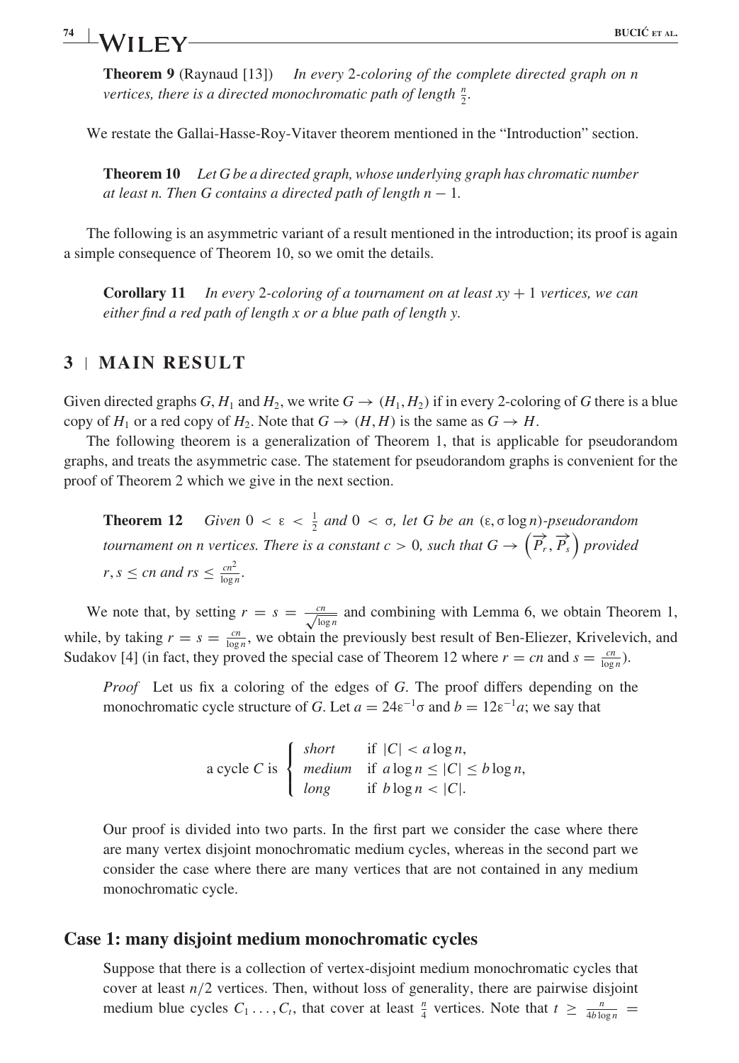**Theorem 9** (Raynaud [13]) *In every 2-coloring of the complete directed graph on n vertices, there is a directed monochromatic path of length* $\frac{n}{2}$.

We restate the Gallai-Hasse-Roy-Vitaver theorem mentioned in the "Introduction" section.

**Theorem 10** *Let G be a directed graph, whose underlying graph has chromatic number at least n. Then G contains a directed path of length* $n - 1$.

The following is an asymmetric variant of a result mentioned in the introduction; its proof is again a simple consequence of Theorem 10, so we omit the details.

**Corollary 11** *In every 2-coloring of a tournament on at least* $xy + 1$ *vertices, we can either find a red path of length x or a blue path of length y.*

## 3 | MAIN RESULT

Given directed graphs $G, H_1$ and $H_2$, we write $G \to (H_1, H_2)$ if in every 2-coloring of $G$ there is a blue copy of $H_1$ or a red copy of $H_2$. Note that $G \to (H, H)$ is the same as $G \to H$.

The following theorem is a generalization of Theorem 1, that is applicable for pseudorandom graphs, and treats the asymmetric case. The statement for pseudorandom graphs is convenient for the proof of Theorem 2 which we give in the next section.

**Theorem 12** *Given* $0 < \varepsilon < \frac{1}{2}$ *and* $0 < \sigma$, *let G be an* $(\varepsilon, \sigma \log n)$*-pseudorandom tournament on n vertices. There is a constant* $c > 0$, *such that* $G \to \left(\overrightarrow{P}_r, \overrightarrow{P}_s\right)$ *provided* $r, s \le cn$ *and* $rs \le \frac{cn^2}{\log n}$.

We note that, by setting $r = s = \frac{cn}{\sqrt{\log n}}$ and combining with Lemma 6, we obtain Theorem 1, while, by taking $r = s = \frac{cn}{\log n}$, we obtain the previously best result of Ben-Eliezer, Krivelevich, and Sudakov [4] (in fact, they proved the special case of Theorem 12 where $r = cn$ and $s = \frac{cn}{\log n}$).

*Proof* Let us fix a coloring of the edges of $G$. The proof differs depending on the monochromatic cycle structure of $G$. Let $a = 24\varepsilon^{-1}\sigma$ and $b = 12\varepsilon^{-1}a$; we say that

$$\text{a cycle } C \text{ is } \begin{cases} \textit{short} & \text{if } |C| < a \log n, \\ \textit{medium} & \text{if } a \log n \le |C| \le b \log n, \\ \textit{long} & \text{if } b \log n < |C|. \end{cases}$$

Our proof is divided into two parts. In the first part we consider the case where there are many vertex disjoint monochromatic medium cycles, whereas in the second part we consider the case where there are many vertices that are not contained in any medium monochromatic cycle.

### Case 1: many disjoint medium monochromatic cycles

Suppose that there is a collection of vertex-disjoint medium monochromatic cycles that cover at least $n/2$ vertices. Then, without loss of generality, there are pairwise disjoint medium blue cycles $C_1 \dots, C_t$, that cover at least $\frac{n}{4}$ vertices. Note that $t \ge \frac{n}{4b \log n} =$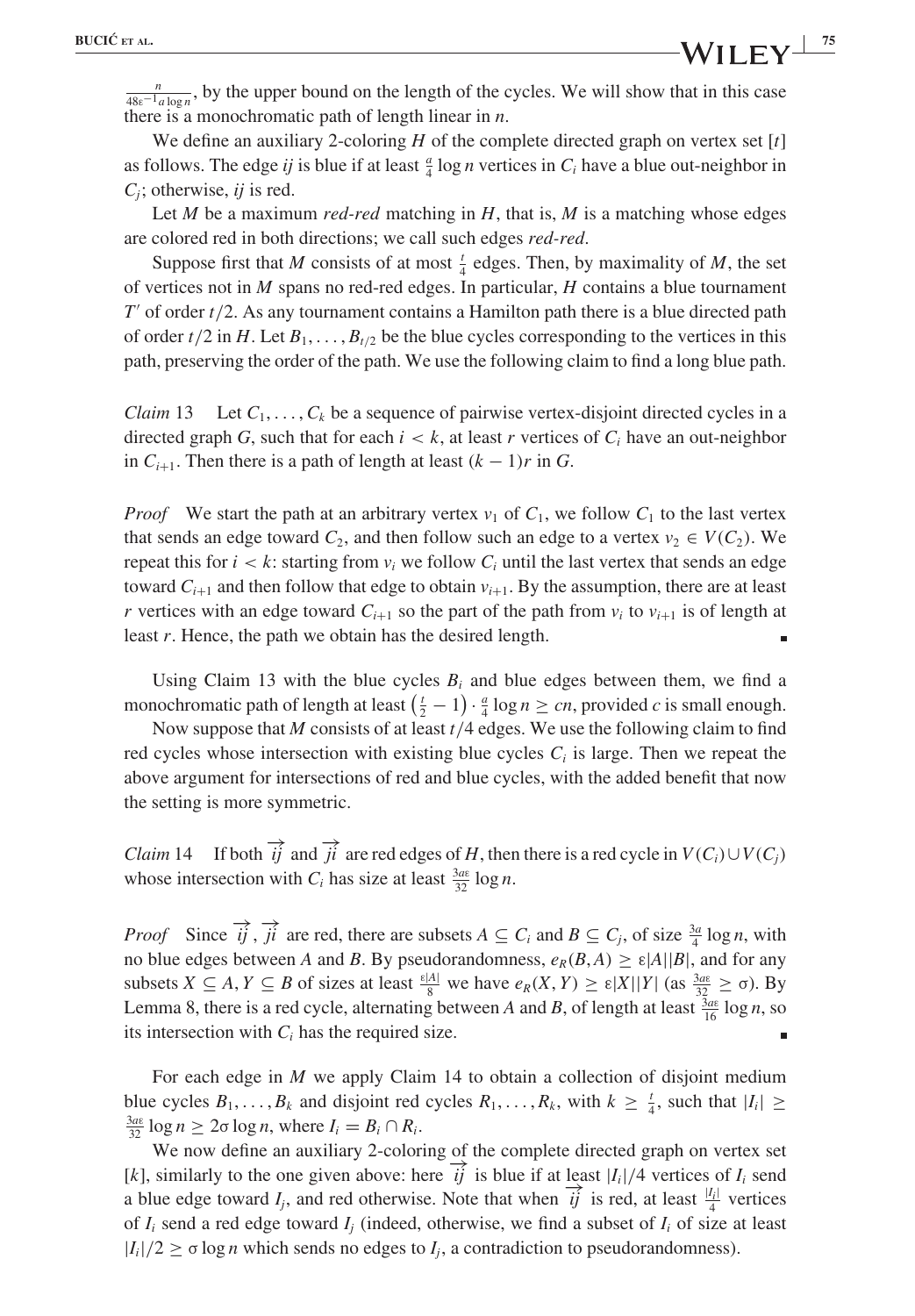$\frac{n}{48\varepsilon^{-1} a \log n}$, by the upper bound on the length of the cycles. We will show that in this case there is a monochromatic path of length linear in $n$.

We define an auxiliary 2-coloring $H$ of the complete directed graph on vertex set $[t]$ as follows. The edge $ij$ is blue if at least $\frac{a}{4} \log n$ vertices in $C_i$ have a blue out-neighbor in $C_j$; otherwise, $ij$ is red.

Let $M$ be a maximum *red-red* matching in $H$, that is, $M$ is a matching whose edges are colored red in both directions; we call such edges *red-red*.

Suppose first that $M$ consists of at most $\frac{t}{4}$ edges. Then, by maximality of $M$, the set of vertices not in $M$ spans no red-red edges. In particular, $H$ contains a blue tournament $T'$ of order $t/2$. As any tournament contains a Hamilton path there is a blue directed path of order $t/2$ in $H$. Let $B_1, \ldots, B_{t/2}$ be the blue cycles corresponding to the vertices in this path, preserving the order of the path. We use the following claim to find a long blue path.

*Claim* 13 Let $C_1, \ldots, C_k$ be a sequence of pairwise vertex-disjoint directed cycles in a directed graph $G$, such that for each $i < k$, at least $r$ vertices of $C_i$ have an out-neighbor in $C_{i+1}$. Then there is a path of length at least $(k-1)r$ in $G$.

*Proof* We start the path at an arbitrary vertex $v_1$ of $C_1$, we follow $C_1$ to the last vertex that sends an edge toward $C_2$, and then follow such an edge to a vertex $v_2 \in V(C_2)$. We repeat this for $i < k$: starting from $v_i$ we follow $C_i$ until the last vertex that sends an edge toward $C_{i+1}$ and then follow that edge to obtain $v_{i+1}$. By the assumption, there are at least $r$ vertices with an edge toward $C_{i+1}$ so the part of the path from $v_i$ to $v_{i+1}$ is of length at least $r$. Hence, the path we obtain has the desired length. ∎

Using Claim 13 with the blue cycles $B_i$ and blue edges between them, we find a monochromatic path of length at least $\left(\frac{t}{2} - 1\right) \cdot \frac{a}{4} \log n \geq cn$, provided $c$ is small enough.

Now suppose that $M$ consists of at least $t/4$ edges. We use the following claim to find red cycles whose intersection with existing blue cycles $C_i$ is large. Then we repeat the above argument for intersections of red and blue cycles, with the added benefit that now the setting is more symmetric.

*Claim* 14 If both $\overrightarrow{ij}$ and $\overrightarrow{ji}$ are red edges of $H$, then there is a red cycle in $V(C_i) \cup V(C_j)$ whose intersection with $C_i$ has size at least $\frac{3a\varepsilon}{32} \log n$.

*Proof* Since $\overrightarrow{ij}$, $\overrightarrow{ji}$ are red, there are subsets $A \subseteq C_i$ and $B \subseteq C_j$, of size $\frac{3a}{4} \log n$, with no blue edges between $A$ and $B$. By pseudorandomness, $e_R(B, A) \geq \varepsilon |A||B|$, and for any subsets $X \subseteq A, Y \subseteq B$ of sizes at least $\frac{\varepsilon |A|}{8}$ we have $e_R(X, Y) \geq \varepsilon |X||Y|$ (as $\frac{3a\varepsilon}{32} \geq \sigma$). By Lemma 8, there is a red cycle, alternating between $A$ and $B$, of length at least $\frac{3a\varepsilon}{16} \log n$, so its intersection with $C_i$ has the required size. ∎

For each edge in $M$ we apply Claim 14 to obtain a collection of disjoint medium blue cycles $B_1, \ldots, B_k$ and disjoint red cycles $R_1, \ldots, R_k$, with $k \geq \frac{t}{4}$, such that $|I_i| \geq \frac{3a\varepsilon}{32} \log n \geq 2\sigma \log n$, where $I_i = B_i \cap R_i$.

We now define an auxiliary 2-coloring of the complete directed graph on vertex set $[k]$, similarly to the one given above: here $\overrightarrow{ij}$ is blue if at least $|I_i|/4$ vertices of $I_i$ send a blue edge toward $I_j$, and red otherwise. Note that when $\overrightarrow{ij}$ is red, at least $\frac{|I_i|}{4}$ vertices of $I_i$ send a red edge toward $I_j$ (indeed, otherwise, we find a subset of $I_i$ of size at least $|I_i|/2 \geq \sigma \log n$ which sends no edges to $I_j$, a contradiction to pseudorandomness).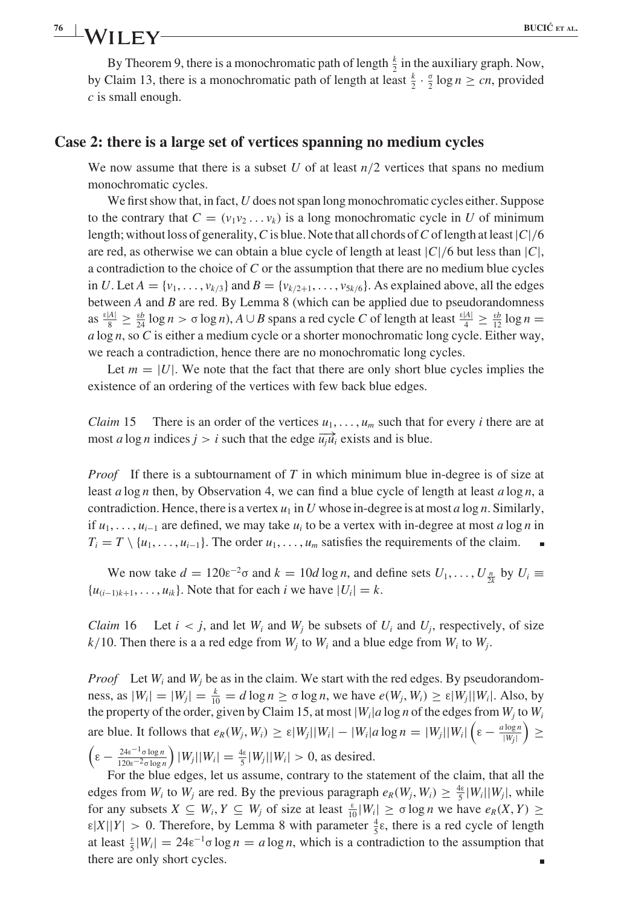By Theorem 9, there is a monochromatic path of length $\frac{k}{2}$ in the auxiliary graph. Now, by Claim 13, there is a monochromatic path of length at least $\frac{k}{2} \cdot \frac{\sigma}{2} \log n \geq cn$, provided $c$ is small enough.

## Case 2: there is a large set of vertices spanning no medium cycles

We now assume that there is a subset $U$ of at least $n/2$ vertices that spans no medium monochromatic cycles.

We first show that, in fact, $U$ does not span long monochromatic cycles either. Suppose to the contrary that $C = (v_1 v_2 \dots v_k)$ is a long monochromatic cycle in $U$ of minimum length; without loss of generality, $C$ is blue. Note that all chords of $C$ of length at least $|C|/6$ are red, as otherwise we can obtain a blue cycle of length at least $|C|/6$ but less than $|C|$, a contradiction to the choice of $C$ or the assumption that there are no medium blue cycles in $U$. Let $A = \{v_1, \dots, v_{k/3}\}$ and $B = \{v_{k/2+1}, \dots, v_{5k/6}\}$. As explained above, all the edges between $A$ and $B$ are red. By Lemma 8 (which can be applied due to pseudorandomness as $\frac{\varepsilon|A|}{8} \geq \frac{\varepsilon b}{24} \log n > \sigma \log n$), $A \cup B$ spans a red cycle $C$ of length at least $\frac{\varepsilon|A|}{4} \geq \frac{\varepsilon b}{12} \log n = a \log n$, so $C$ is either a medium cycle or a shorter monochromatic long cycle. Either way, we reach a contradiction, hence there are no monochromatic long cycles.

Let $m = |U|$. We note that the fact that there are only short blue cycles implies the existence of an ordering of the vertices with few back blue edges.

*Claim* 15 There is an order of the vertices $u_1, \dots, u_m$ such that for every $i$ there are at most $a \log n$ indices $j > i$ such that the edge $\overrightarrow{u_j u_i}$ exists and is blue.

*Proof* If there is a subtournament of $T$ in which minimum blue in-degree is of size at least $a \log n$ then, by Observation 4, we can find a blue cycle of length at least $a \log n$, a contradiction. Hence, there is a vertex $u_1$ in $U$ whose in-degree is at most $a \log n$. Similarly, if $u_1, \dots, u_{i-1}$ are defined, we may take $u_i$ to be a vertex with in-degree at most $a \log n$ in $T_i = T \setminus \{u_1, \dots, u_{i-1}\}$. The order $u_1, \dots, u_m$ satisfies the requirements of the claim. ∎

We now take $d = 120\varepsilon^{-2}\sigma$ and $k = 10d \log n$, and define sets $U_1, \dots, U_{\frac{n}{2k}}$ by $U_i \equiv \{u_{(i-1)k+1}, \dots, u_{ik}\}$. Note that for each $i$ we have $|U_i| = k$.

*Claim* 16 Let $i < j$, and let $W_i$ and $W_j$ be subsets of $U_i$ and $U_j$, respectively, of size $k/10$. Then there is a a red edge from $W_j$ to $W_i$ and a blue edge from $W_i$ to $W_j$.

*Proof* Let $W_i$ and $W_j$ be as in the claim. We start with the red edges. By pseudorandomness, as $|W_i| = |W_j| = \frac{k}{10} = d \log n \geq \sigma \log n$, we have $e(W_j, W_i) \geq \varepsilon |W_j||W_i|$. Also, by the property of the order, given by Claim 15, at most $|W_i| a \log n$ of the edges from $W_j$ to $W_i$ are blue. It follows that $e_R(W_j, W_i) \geq \varepsilon |W_j||W_i| - |W_i| a \log n = |W_j||W_i| \left( \varepsilon - \frac{a \log n}{|W_j|} \right) \geq \left( \varepsilon - \frac{24\varepsilon^{-1}\sigma \log n}{120\varepsilon^{-2}\sigma \log n} \right) |W_j||W_i| = \frac{4\varepsilon}{5} |W_j||W_i| > 0$, as desired.

For the blue edges, let us assume, contrary to the statement of the claim, that all the edges from $W_i$ to $W_j$ are red. By the previous paragraph $e_R(W_j, W_i) \geq \frac{4\varepsilon}{5} |W_i||W_j|$, while for any subsets $X \subseteq W_i, Y \subseteq W_j$ of size at least $\frac{\varepsilon}{10}|W_i| \geq \sigma \log n$ we have $e_R(X, Y) \geq \varepsilon |X||Y| > 0$. Therefore, by Lemma 8 with parameter $\frac{4}{5}\varepsilon$, there is a red cycle of length at least $\frac{\varepsilon}{5}|W_i| = 24\varepsilon^{-1}\sigma \log n = a \log n$, which is a contradiction to the assumption that there are only short cycles. ∎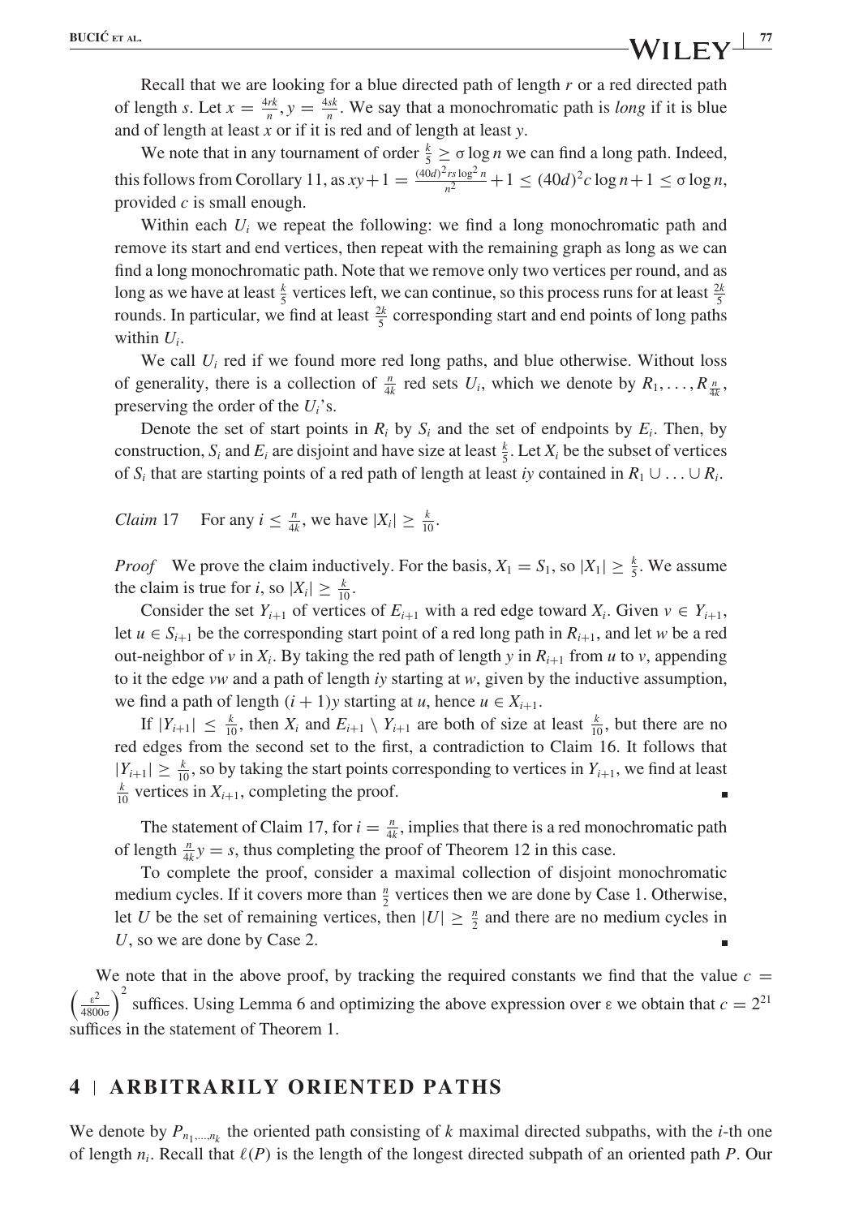Recall that we are looking for a blue directed path of length $r$ or a red directed path of length $s$. Let $x = \frac{4rk}{n}, y = \frac{4sk}{n}$. We say that a monochromatic path is *long* if it is blue and of length at least $x$ or if it is red and of length at least $y$.

We note that in any tournament of order $\frac{k}{5} \geq \sigma \log n$ we can find a long path. Indeed, this follows from Corollary 11, as $xy + 1 = \frac{(40d)^2 rs \log^2 n}{n^2} + 1 \leq (40d)^2 c \log n + 1 \leq \sigma \log n$, provided $c$ is small enough.

Within each $U_i$ we repeat the following: we find a long monochromatic path and remove its start and end vertices, then repeat with the remaining graph as long as we can find a long monochromatic path. Note that we remove only two vertices per round, and as long as we have at least $\frac{k}{5}$ vertices left, we can continue, so this process runs for at least $\frac{2k}{5}$ rounds. In particular, we find at least $\frac{2k}{5}$ corresponding start and end points of long paths within $U_i$.

We call $U_i$ red if we found more red long paths, and blue otherwise. Without loss of generality, there is a collection of $\frac{n}{4k}$ red sets $U_i$, which we denote by $R_1, \ldots, R_{\frac{n}{4k}}$, preserving the order of the $U_i$'s.

Denote the set of start points in $R_i$ by $S_i$ and the set of endpoints by $E_i$. Then, by construction, $S_i$ and $E_i$ are disjoint and have size at least $\frac{k}{5}$. Let $X_i$ be the subset of vertices of $S_i$ that are starting points of a red path of length at least $iy$ contained in $R_1 \cup \ldots \cup R_i$.

*Claim* 17 For any $i \leq \frac{n}{4k}$, we have $|X_i| \geq \frac{k}{10}$.

*Proof* We prove the claim inductively. For the basis, $X_1 = S_1$, so $|X_1| \geq \frac{k}{5}$. We assume the claim is true for $i$, so $|X_i| \geq \frac{k}{10}$.

Consider the set $Y_{i+1}$ of vertices of $E_{i+1}$ with a red edge toward $X_i$. Given $v \in Y_{i+1}$, let $u \in S_{i+1}$ be the corresponding start point of a red long path in $R_{i+1}$, and let $w$ be a red out-neighbor of $v$ in $X_i$. By taking the red path of length $y$ in $R_{i+1}$ from $u$ to $v$, appending to it the edge $vw$ and a path of length $iy$ starting at $w$, given by the inductive assumption, we find a path of length $(i+1)y$ starting at $u$, hence $u \in X_{i+1}$.

If $|Y_{i+1}| \leq \frac{k}{10}$, then $X_i$ and $E_{i+1} \setminus Y_{i+1}$ are both of size at least $\frac{k}{10}$, but there are no red edges from the second set to the first, a contradiction to Claim 16. It follows that $|Y_{i+1}| \geq \frac{k}{10}$, so by taking the start points corresponding to vertices in $Y_{i+1}$, we find at least $\frac{k}{10}$ vertices in $X_{i+1}$, completing the proof. ∎

The statement of Claim 17, for $i = \frac{n}{4k}$, implies that there is a red monochromatic path of length $\frac{n}{4k} y = s$, thus completing the proof of Theorem 12 in this case.

To complete the proof, consider a maximal collection of disjoint monochromatic medium cycles. If it covers more than $\frac{n}{2}$ vertices then we are done by Case 1. Otherwise, let $U$ be the set of remaining vertices, then $|U| \geq \frac{n}{2}$ and there are no medium cycles in $U$, so we are done by Case 2. ∎

We note that in the above proof, by tracking the required constants we find that the value $c = \left(\frac{\varepsilon^2}{4800\sigma}\right)^2$ suffices. Using Lemma 6 and optimizing the above expression over $\varepsilon$ we obtain that $c = 2^{21}$ suffices in the statement of Theorem 1.

## 4 | ARBITRARILY ORIENTED PATHS

We denote by $P_{n_1,\ldots,n_k}$ the oriented path consisting of $k$ maximal directed subpaths, with the $i$-th one of length $n_i$. Recall that $\ell(P)$ is the length of the longest directed subpath of an oriented path $P$. Our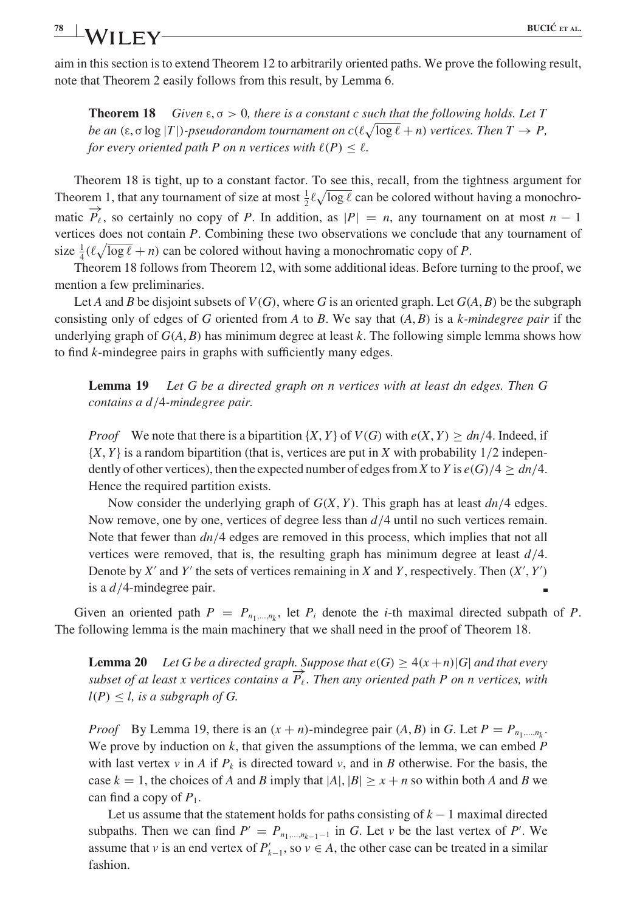aim in this section is to extend Theorem 12 to arbitrarily oriented paths. We prove the following result, note that Theorem 2 easily follows from this result, by Lemma 6.

> **Theorem 18** *Given $\varepsilon, \sigma > 0$, there is a constant $c$ such that the following holds. Let $T$ be an $(\varepsilon, \sigma \log |T|)$-pseudorandom tournament on $c(\ell\sqrt{\log \ell} + n)$ vertices. Then $T \to P$, for every oriented path $P$ on $n$ vertices with $\ell(P) \leq \ell$.*

Theorem 18 is tight, up to a constant factor. To see this, recall, from the tightness argument for Theorem 1, that any tournament of size at most $\frac{1}{2}\ell\sqrt{\log \ell}$ can be colored without having a monochromatic $\overrightarrow{P_\ell}$, so certainly no copy of $P$. In addition, as $|P| = n$, any tournament on at most $n-1$ vertices does not contain $P$. Combining these two observations we conclude that any tournament of size $\frac{1}{4}(\ell\sqrt{\log \ell} + n)$ can be colored without having a monochromatic copy of $P$.

Theorem 18 follows from Theorem 12, with some additional ideas. Before turning to the proof, we mention a few preliminaries.

Let $A$ and $B$ be disjoint subsets of $V(G)$, where $G$ is an oriented graph. Let $G(A, B)$ be the subgraph consisting only of edges of $G$ oriented from $A$ to $B$. We say that $(A, B)$ is a *$k$-mindegree pair* if the underlying graph of $G(A, B)$ has minimum degree at least $k$. The following simple lemma shows how to find $k$-mindegree pairs in graphs with sufficiently many edges.

> **Lemma 19** *Let $G$ be a directed graph on $n$ vertices with at least $dn$ edges. Then $G$ contains a $d/4$-mindegree pair.*

> *Proof* We note that there is a bipartition $\{X, Y\}$ of $V(G)$ with $e(X, Y) \geq dn/4$. Indeed, if $\{X, Y\}$ is a random bipartition (that is, vertices are put in $X$ with probability $1/2$ independently of other vertices), then the expected number of edges from $X$ to $Y$ is $e(G)/4 \geq dn/4$. Hence the required partition exists.
>
> Now consider the underlying graph of $G(X, Y)$. This graph has at least $dn/4$ edges. Now remove, one by one, vertices of degree less than $d/4$ until no such vertices remain. Note that fewer than $dn/4$ edges are removed in this process, which implies that not all vertices were removed, that is, the resulting graph has minimum degree at least $d/4$. Denote by $X'$ and $Y'$ the sets of vertices remaining in $X$ and $Y$, respectively. Then $(X', Y')$ is a $d/4$-mindegree pair. ∎

Given an oriented path $P = P_{n_1,\ldots,n_k}$, let $P_i$ denote the $i$-th maximal directed subpath of $P$. The following lemma is the main machinery that we shall need in the proof of Theorem 18.

> **Lemma 20** *Let $G$ be a directed graph. Suppose that $e(G) \geq 4(x+n)|G|$ and that every subset of at least $x$ vertices contains a $\overrightarrow{P_\ell}$. Then any oriented path $P$ on $n$ vertices, with $l(P) \leq l$, is a subgraph of $G$.*

> *Proof* By Lemma 19, there is an $(x+n)$-mindegree pair $(A, B)$ in $G$. Let $P = P_{n_1,\ldots,n_k}$. We prove by induction on $k$, that given the assumptions of the lemma, we can embed $P$ with last vertex $v$ in $A$ if $P_k$ is directed toward $v$, and in $B$ otherwise. For the basis, the case $k = 1$, the choices of $A$ and $B$ imply that $|A|, |B| \geq x + n$ so within both $A$ and $B$ we can find a copy of $P_1$.
>
> Let us assume that the statement holds for paths consisting of $k-1$ maximal directed subpaths. Then we can find $P' = P_{n_1,\ldots,n_{k-1}-1}$ in $G$. Let $v$ be the last vertex of $P'$. We assume that $v$ is an end vertex of $P'_{k-1}$, so $v \in A$, the other case can be treated in a similar fashion.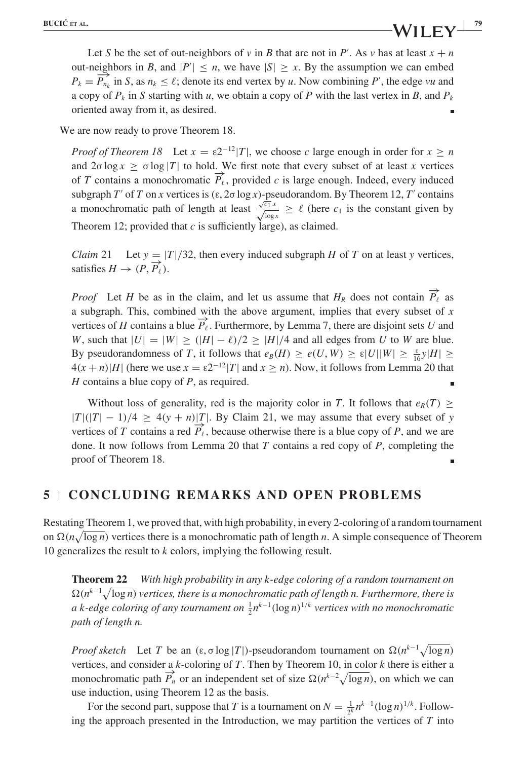Let $S$ be the set of out-neighbors of $v$ in $B$ that are not in $P'$. As $v$ has at least $x + n$ out-neighbors in $B$, and $|P'| \leq n$, we have $|S| \geq x$. By the assumption we can embed $P_k = \overrightarrow{P_{n_k}}$ in $S$, as $n_k \leq \ell$; denote its end vertex by $u$. Now combining $P'$, the edge $vu$ and a copy of $P_k$ in $S$ starting with $u$, we obtain a copy of $P$ with the last vertex in $B$, and $P_k$ oriented away from it, as desired. ∎

We are now ready to prove Theorem 18.

*Proof of Theorem 18* Let $x = \varepsilon 2^{-12}|T|$, we choose $c$ large enough in order for $x \geq n$ and $2\sigma \log x \geq \sigma \log |T|$ to hold. We first note that every subset of at least $x$ vertices of $T$ contains a monochromatic $\overrightarrow{P_\ell}$, provided $c$ is large enough. Indeed, every induced subgraph $T'$ of $T$ on $x$ vertices is $(\varepsilon, 2\sigma \log x)$-pseudorandom. By Theorem 12, $T'$ contains a monochromatic path of length at least $\frac{\sqrt{c_1}\, x}{\sqrt{\log x}} \geq \ell$ (here $c_1$ is the constant given by Theorem 12; provided that $c$ is sufficiently large), as claimed.

*Claim* 21 Let $y = |T|/32$, then every induced subgraph $H$ of $T$ on at least $y$ vertices, satisfies $H \to (P, \overrightarrow{P_\ell})$.

*Proof* Let $H$ be as in the claim, and let us assume that $H_R$ does not contain $\overrightarrow{P_\ell}$ as a subgraph. This, combined with the above argument, implies that every subset of $x$ vertices of $H$ contains a blue $\overrightarrow{P_\ell}$. Furthermore, by Lemma 7, there are disjoint sets $U$ and $W$, such that $|U| = |W| \geq (|H| - \ell)/2 \geq |H|/4$ and all edges from $U$ to $W$ are blue. By pseudorandomness of $T$, it follows that $e_B(H) \geq e(U, W) \geq \varepsilon|U||W| \geq \frac{\varepsilon}{16} y|H| \geq 4(x + n)|H|$ (here we use $x = \varepsilon 2^{-12}|T|$ and $x \geq n$). Now, it follows from Lemma 20 that $H$ contains a blue copy of $P$, as required. ∎

Without loss of generality, red is the majority color in $T$. It follows that $e_R(T) \geq |T|(|T| - 1)/4 \geq 4(y + n)|T|$. By Claim 21, we may assume that every subset of $y$ vertices of $T$ contains a red $\overrightarrow{P_\ell}$, because otherwise there is a blue copy of $P$, and we are done. It now follows from Lemma 20 that $T$ contains a red copy of $P$, completing the proof of Theorem 18. ∎

## 5 | CONCLUDING REMARKS AND OPEN PROBLEMS

Restating Theorem 1, we proved that, with high probability, in every 2-coloring of a random tournament on $\Omega(n\sqrt{\log n})$ vertices there is a monochromatic path of length $n$. A simple consequence of Theorem 10 generalizes the result to $k$ colors, implying the following result.

**Theorem 22** *With high probability in any $k$-edge coloring of a random tournament on $\Omega(n^{k-1}\sqrt{\log n})$ vertices, there is a monochromatic path of length $n$. Furthermore, there is a $k$-edge coloring of any tournament on $\frac{1}{2}n^{k-1}(\log n)^{1/k}$ vertices with no monochromatic path of length $n$.*

*Proof sketch* Let $T$ be an $(\varepsilon, \sigma \log |T|)$-pseudorandom tournament on $\Omega(n^{k-1}\sqrt{\log n})$ vertices, and consider a $k$-coloring of $T$. Then by Theorem 10, in color $k$ there is either a monochromatic path $\overrightarrow{P_n}$ or an independent set of size $\Omega(n^{k-2}\sqrt{\log n})$, on which we can use induction, using Theorem 12 as the basis.

For the second part, suppose that $T$ is a tournament on $N = \frac{1}{2^k}n^{k-1}(\log n)^{1/k}$. Following the approach presented in the Introduction, we may partition the vertices of $T$ into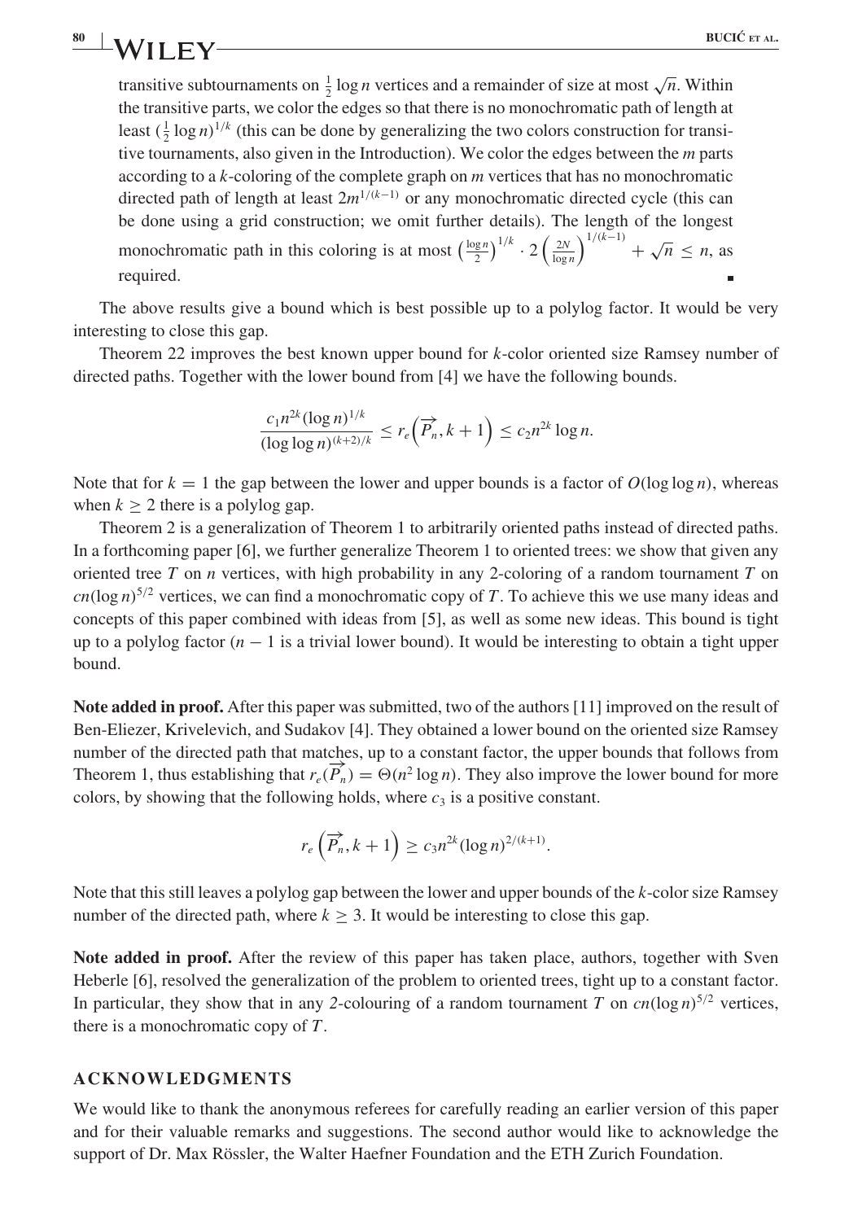transitive subtournaments on $\frac{1}{2}\log n$ vertices and a remainder of size at most $\sqrt{n}$. Within the transitive parts, we color the edges so that there is no monochromatic path of length at least $(\frac{1}{2}\log n)^{1/k}$ (this can be done by generalizing the two colors construction for transitive tournaments, also given in the Introduction). We color the edges between the $m$ parts according to a $k$-coloring of the complete graph on $m$ vertices that has no monochromatic directed path of length at least $2m^{1/(k-1)}$ or any monochromatic directed cycle (this can be done using a grid construction; we omit further details). The length of the longest monochromatic path in this coloring is at most $\left(\frac{\log n}{2}\right)^{1/k} \cdot 2\left(\frac{2N}{\log n}\right)^{1/(k-1)} + \sqrt{n} \leq n$, as required. ∎

The above results give a bound which is best possible up to a polylog factor. It would be very interesting to close this gap.

Theorem 22 improves the best known upper bound for $k$-color oriented size Ramsey number of directed paths. Together with the lower bound from [4] we have the following bounds.

$$\frac{c_1 n^{2k}(\log n)^{1/k}}{(\log\log n)^{(k+2)/k}} \leq r_e\left(\overrightarrow{P_n}, k+1\right) \leq c_2 n^{2k}\log n.$$

Note that for $k = 1$ the gap between the lower and upper bounds is a factor of $O(\log\log n)$, whereas when $k \geq 2$ there is a polylog gap.

Theorem 2 is a generalization of Theorem 1 to arbitrarily oriented paths instead of directed paths. In a forthcoming paper [6], we further generalize Theorem 1 to oriented trees: we show that given any oriented tree $T$ on $n$ vertices, with high probability in any 2-coloring of a random tournament $T$ on $cn(\log n)^{5/2}$ vertices, we can find a monochromatic copy of $T$. To achieve this we use many ideas and concepts of this paper combined with ideas from [5], as well as some new ideas. This bound is tight up to a polylog factor ($n-1$ is a trivial lower bound). It would be interesting to obtain a tight upper bound.

**Note added in proof.** After this paper was submitted, two of the authors [11] improved on the result of Ben-Eliezer, Krivelevich, and Sudakov [4]. They obtained a lower bound on the oriented size Ramsey number of the directed path that matches, up to a constant factor, the upper bounds that follows from Theorem 1, thus establishing that $r_e(\overrightarrow{P_n}) = \Theta(n^2\log n)$. They also improve the lower bound for more colors, by showing that the following holds, where $c_3$ is a positive constant.

$$r_e\left(\overrightarrow{P_n}, k+1\right) \geq c_3 n^{2k}(\log n)^{2/(k+1)}.$$

Note that this still leaves a polylog gap between the lower and upper bounds of the $k$-color size Ramsey number of the directed path, where $k \geq 3$. It would be interesting to close this gap.

**Note added in proof.** After the review of this paper has taken place, authors, together with Sven Heberle [6], resolved the generalization of the problem to oriented trees, tight up to a constant factor. In particular, they show that in any 2-colouring of a random tournament $T$ on $cn(\log n)^{5/2}$ vertices, there is a monochromatic copy of $T$.

## ACKNOWLEDGMENTS

We would like to thank the anonymous referees for carefully reading an earlier version of this paper and for their valuable remarks and suggestions. The second author would like to acknowledge the support of Dr. Max Rössler, the Walter Haefner Foundation and the ETH Zurich Foundation.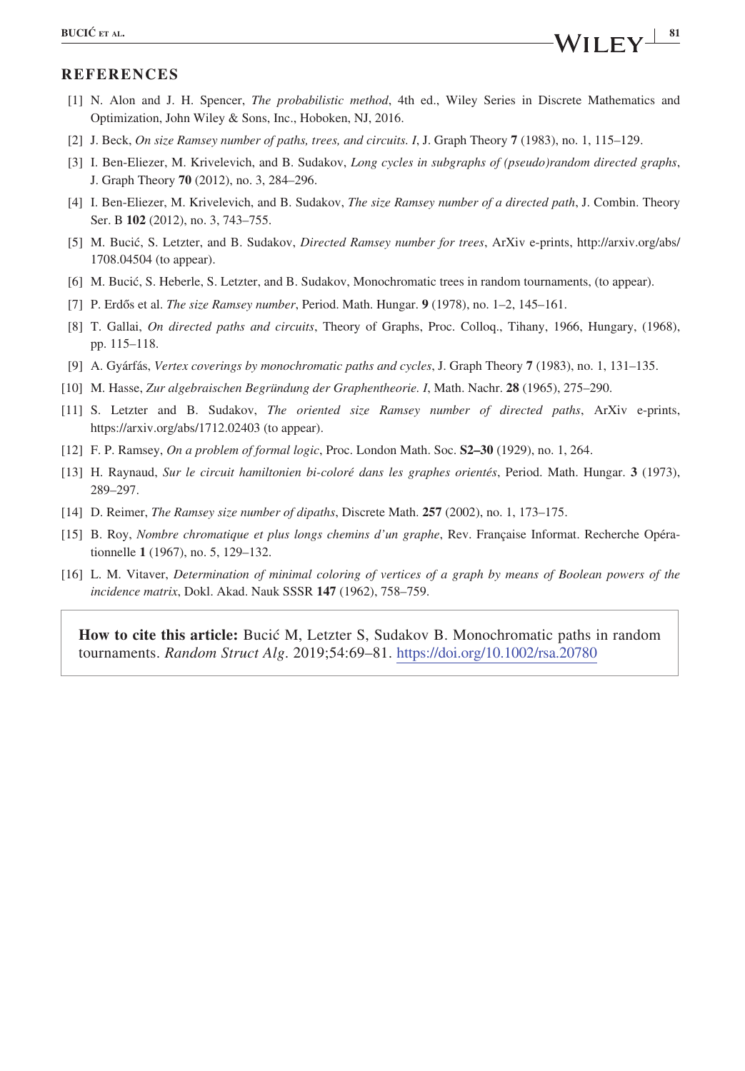## REFERENCES

[1] N. Alon and J. H. Spencer, *The probabilistic method*, 4th ed., Wiley Series in Discrete Mathematics and Optimization, John Wiley & Sons, Inc., Hoboken, NJ, 2016.

[2] J. Beck, *On size Ramsey number of paths, trees, and circuits. I*, J. Graph Theory **7** (1983), no. 1, 115–129.

[3] I. Ben-Eliezer, M. Krivelevich, and B. Sudakov, *Long cycles in subgraphs of (pseudo)random directed graphs*, J. Graph Theory **70** (2012), no. 3, 284–296.

[4] I. Ben-Eliezer, M. Krivelevich, and B. Sudakov, *The size Ramsey number of a directed path*, J. Combin. Theory Ser. B **102** (2012), no. 3, 743–755.

[5] M. Bucić, S. Letzter, and B. Sudakov, *Directed Ramsey number for trees*, ArXiv e-prints, http://arxiv.org/abs/1708.04504 (to appear).

[6] M. Bucić, S. Heberle, S. Letzter, and B. Sudakov, Monochromatic trees in random tournaments, (to appear).

[7] P. Erdős et al. *The size Ramsey number*, Period. Math. Hungar. **9** (1978), no. 1–2, 145–161.

[8] T. Gallai, *On directed paths and circuits*, Theory of Graphs, Proc. Colloq., Tihany, 1966, Hungary, (1968), pp. 115–118.

[9] A. Gyárfás, *Vertex coverings by monochromatic paths and cycles*, J. Graph Theory **7** (1983), no. 1, 131–135.

[10] M. Hasse, *Zur algebraischen Begründung der Graphentheorie. I*, Math. Nachr. **28** (1965), 275–290.

[11] S. Letzter and B. Sudakov, *The oriented size Ramsey number of directed paths*, ArXiv e-prints, https://arxiv.org/abs/1712.02403 (to appear).

[12] F. P. Ramsey, *On a problem of formal logic*, Proc. London Math. Soc. **S2–30** (1929), no. 1, 264.

[13] H. Raynaud, *Sur le circuit hamiltonien bi-coloré dans les graphes orientés*, Period. Math. Hungar. **3** (1973), 289–297.

[14] D. Reimer, *The Ramsey size number of dipaths*, Discrete Math. **257** (2002), no. 1, 173–175.

[15] B. Roy, *Nombre chromatique et plus longs chemins d'un graphe*, Rev. Française Informat. Recherche Opérationnelle **1** (1967), no. 5, 129–132.

[16] L. M. Vitaver, *Determination of minimal coloring of vertices of a graph by means of Boolean powers of the incidence matrix*, Dokl. Akad. Nauk SSSR **147** (1962), 758–759.

**How to cite this article:** Bucić M, Letzter S, Sudakov B. Monochromatic paths in random tournaments. *Random Struct Alg*. 2019;54:69–81. https://doi.org/10.1002/rsa.20780